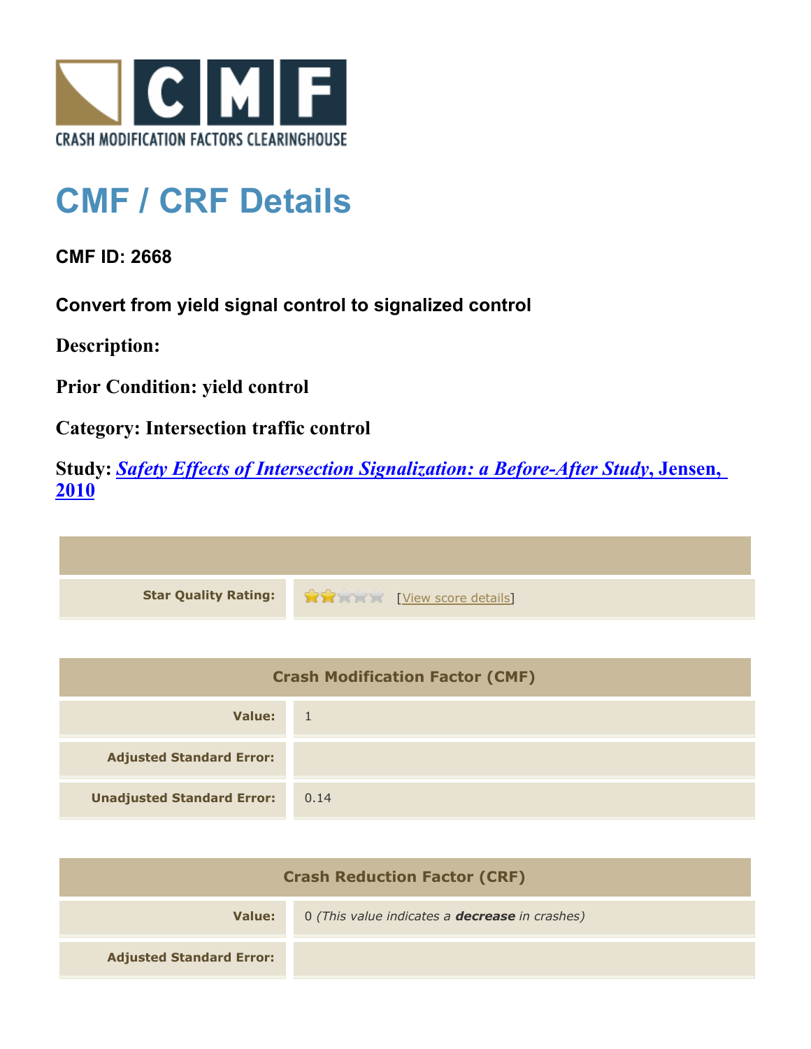CRASH MODIFICATION FACTORS CLEARINGHOUSE

# CMF / CRF Details

### CMF ID: 2668

### Convert from yield signal control to signalized control

**Description:**

**Prior Condition: yield control**

**Category: Intersection traffic control**

**Study:** ***Safety Effects of Intersection Signalization: a Before-After Study*, Jensen, 2010**

| | |
|---|---|
| **Star Quality Rating:** | ★★☆☆☆ [View score details] |

| Crash Modification Factor (CMF) | |
|---|---|
| **Value:** | 1 |
| **Adjusted Standard Error:** | |
| **Unadjusted Standard Error:** | 0.14 |

| Crash Reduction Factor (CRF) | |
|---|---|
| **Value:** | 0 *(This value indicates a* ***decrease*** *in crashes)* |
| **Adjusted Standard Error:** | |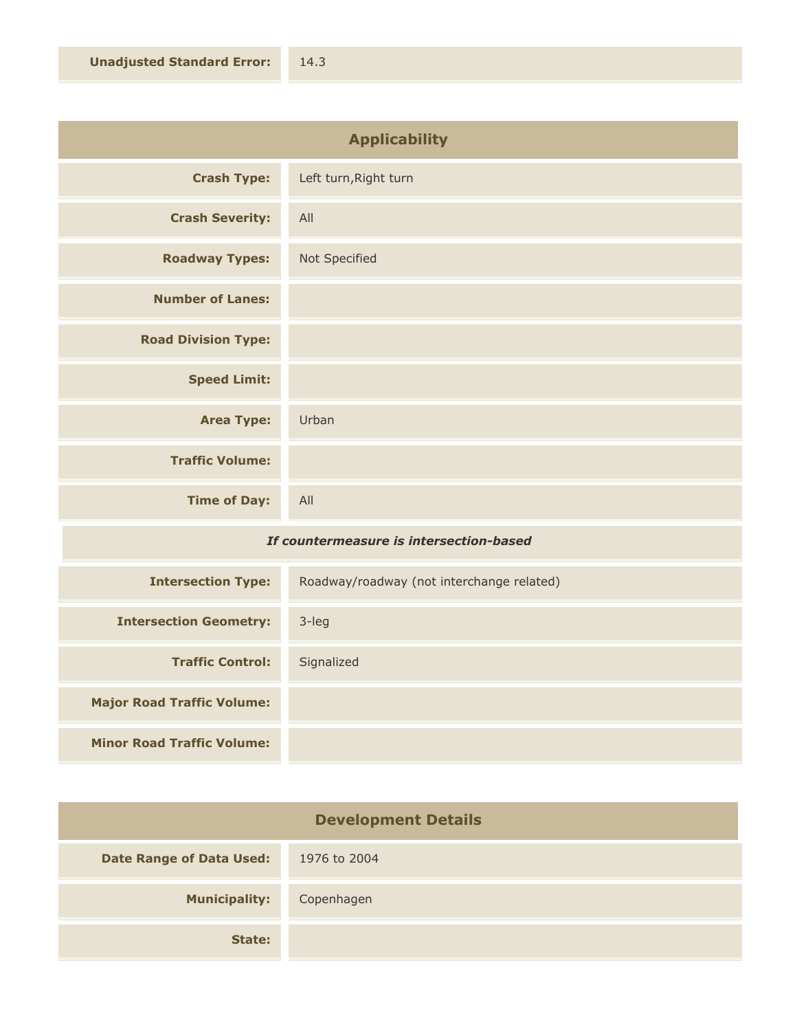| | |
|---|---|
| **Unadjusted Standard Error:** | 14.3 |

## Applicability

| | |
|---|---|
| **Crash Type:** | Left turn,Right turn |
| **Crash Severity:** | All |
| **Roadway Types:** | Not Specified |
| **Number of Lanes:** | |
| **Road Division Type:** | |
| **Speed Limit:** | |
| **Area Type:** | Urban |
| **Traffic Volume:** | |
| **Time of Day:** | All |

***If countermeasure is intersection-based***

| | |
|---|---|
| **Intersection Type:** | Roadway/roadway (not interchange related) |
| **Intersection Geometry:** | 3-leg |
| **Traffic Control:** | Signalized |
| **Major Road Traffic Volume:** | |
| **Minor Road Traffic Volume:** | |

## Development Details

| | |
|---|---|
| **Date Range of Data Used:** | 1976 to 2004 |
| **Municipality:** | Copenhagen |
| **State:** | |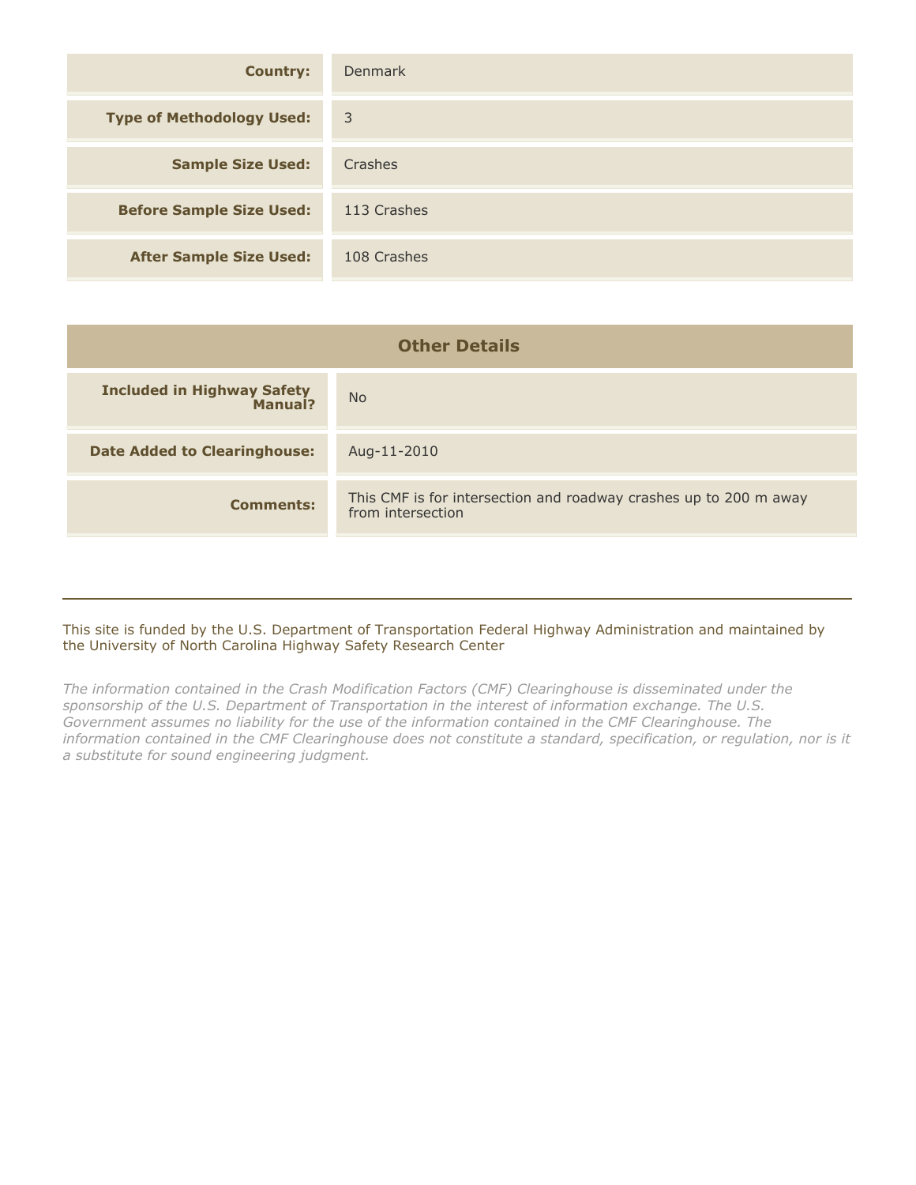| | |
|---|---|
| **Country:** | Denmark |
| **Type of Methodology Used:** | 3 |
| **Sample Size Used:** | Crashes |
| **Before Sample Size Used:** | 113 Crashes |
| **After Sample Size Used:** | 108 Crashes |

## Other Details

| | |
|---|---|
| **Included in Highway Safety Manual?** | No |
| **Date Added to Clearinghouse:** | Aug-11-2010 |
| **Comments:** | This CMF is for intersection and roadway crashes up to 200 m away from intersection |

---

This site is funded by the U.S. Department of Transportation Federal Highway Administration and maintained by the University of North Carolina Highway Safety Research Center

*The information contained in the Crash Modification Factors (CMF) Clearinghouse is disseminated under the sponsorship of the U.S. Department of Transportation in the interest of information exchange. The U.S. Government assumes no liability for the use of the information contained in the CMF Clearinghouse. The information contained in the CMF Clearinghouse does not constitute a standard, specification, or regulation, nor is it a substitute for sound engineering judgment.*